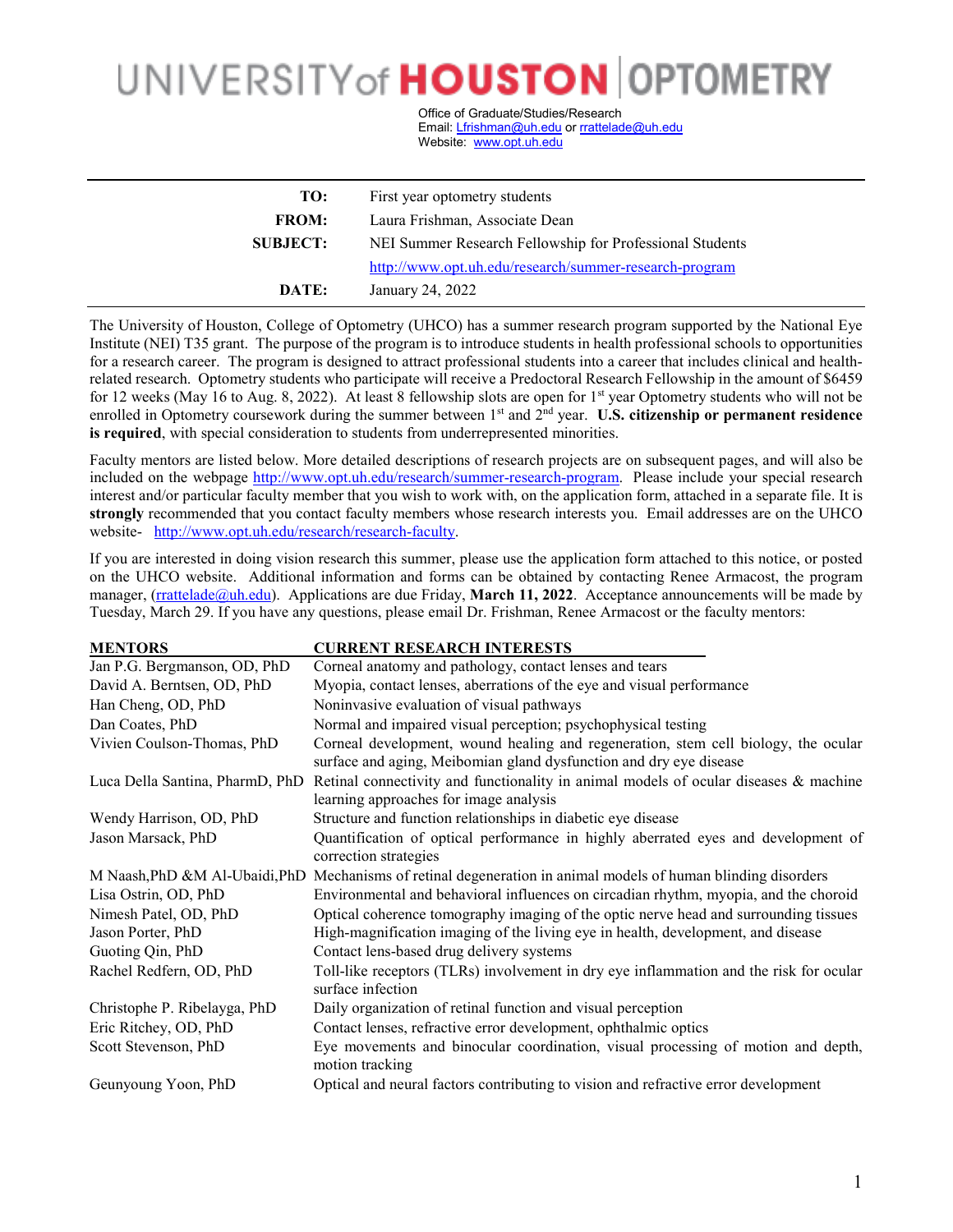# UNIVERSITY of HOUSTON | OPTOMETRY

Office of Graduate/Studies/Research
Email: Lfrishman@uh.edu or rrattelade@uh.edu
Website: www.opt.uh.edu

| | |
|---|---|
| **TO:** | First year optometry students |
| **FROM:** | Laura Frishman, Associate Dean |
| **SUBJECT:** | NEI Summer Research Fellowship for Professional Students<br>http://www.opt.uh.edu/research/summer-research-program |
| **DATE:** | January 24, 2022 |

The University of Houston, College of Optometry (UHCO) has a summer research program supported by the National Eye Institute (NEI) T35 grant. The purpose of the program is to introduce students in health professional schools to opportunities for a research career. The program is designed to attract professional students into a career that includes clinical and health-related research. Optometry students who participate will receive a Predoctoral Research Fellowship in the amount of $6459 for 12 weeks (May 16 to Aug. 8, 2022). At least 8 fellowship slots are open for 1st year Optometry students who will not be enrolled in Optometry coursework during the summer between 1st and 2nd year. **U.S. citizenship or permanent residence is required**, with special consideration to students from underrepresented minorities.

Faculty mentors are listed below. More detailed descriptions of research projects are on subsequent pages, and will also be included on the webpage http://www.opt.uh.edu/research/summer-research-program. Please include your special research interest and/or particular faculty member that you wish to work with, on the application form, attached in a separate file. It is **strongly** recommended that you contact faculty members whose research interests you. Email addresses are on the UHCO website- http://www.opt.uh.edu/research/research-faculty.

If you are interested in doing vision research this summer, please use the application form attached to this notice, or posted on the UHCO website. Additional information and forms can be obtained by contacting Renee Armacost, the program manager, (rrattelade@uh.edu). Applications are due Friday, **March 11, 2022**. Acceptance announcements will be made by Tuesday, March 29. If you have any questions, please email Dr. Frishman, Renee Armacost or the faculty mentors:

| MENTORS | CURRENT RESEARCH INTERESTS |
|---|---|
| Jan P.G. Bergmanson, OD, PhD | Corneal anatomy and pathology, contact lenses and tears |
| David A. Berntsen, OD, PhD | Myopia, contact lenses, aberrations of the eye and visual performance |
| Han Cheng, OD, PhD | Noninvasive evaluation of visual pathways |
| Dan Coates, PhD | Normal and impaired visual perception; psychophysical testing |
| Vivien Coulson-Thomas, PhD | Corneal development, wound healing and regeneration, stem cell biology, the ocular surface and aging, Meibomian gland dysfunction and dry eye disease |
| Luca Della Santina, PharmD, PhD | Retinal connectivity and functionality in animal models of ocular diseases & machine learning approaches for image analysis |
| Wendy Harrison, OD, PhD | Structure and function relationships in diabetic eye disease |
| Jason Marsack, PhD | Quantification of optical performance in highly aberrated eyes and development of correction strategies |
| M Naash,PhD &M Al-Ubaidi,PhD | Mechanisms of retinal degeneration in animal models of human blinding disorders |
| Lisa Ostrin, OD, PhD | Environmental and behavioral influences on circadian rhythm, myopia, and the choroid |
| Nimesh Patel, OD, PhD | Optical coherence tomography imaging of the optic nerve head and surrounding tissues |
| Jason Porter, PhD | High-magnification imaging of the living eye in health, development, and disease |
| Guoting Qin, PhD | Contact lens-based drug delivery systems |
| Rachel Redfern, OD, PhD | Toll-like receptors (TLRs) involvement in dry eye inflammation and the risk for ocular surface infection |
| Christophe P. Ribelayga, PhD | Daily organization of retinal function and visual perception |
| Eric Ritchey, OD, PhD | Contact lenses, refractive error development, ophthalmic optics |
| Scott Stevenson, PhD | Eye movements and binocular coordination, visual processing of motion and depth, motion tracking |
| Geunyoung Yoon, PhD | Optical and neural factors contributing to vision and refractive error development |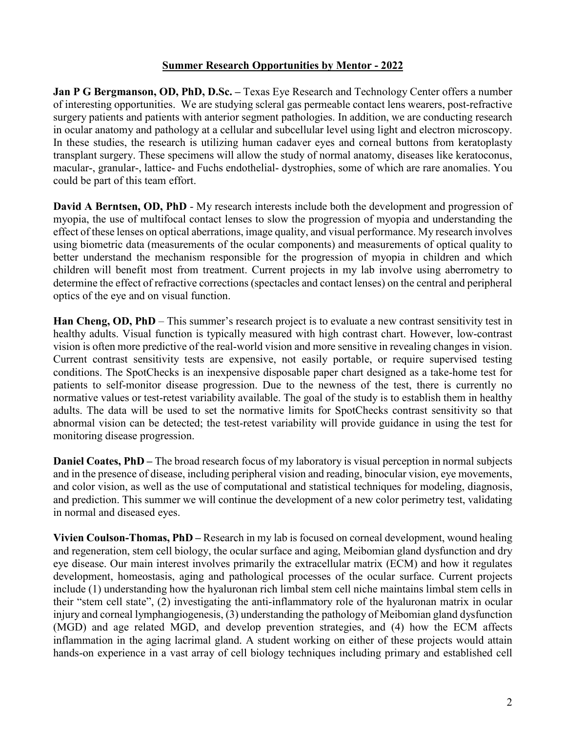## Summer Research Opportunities by Mentor - 2022

**Jan P G Bergmanson, OD, PhD, D.Sc. –** Texas Eye Research and Technology Center offers a number of interesting opportunities. We are studying scleral gas permeable contact lens wearers, post-refractive surgery patients and patients with anterior segment pathologies. In addition, we are conducting research in ocular anatomy and pathology at a cellular and subcellular level using light and electron microscopy. In these studies, the research is utilizing human cadaver eyes and corneal buttons from keratoplasty transplant surgery. These specimens will allow the study of normal anatomy, diseases like keratoconus, macular-, granular-, lattice- and Fuchs endothelial- dystrophies, some of which are rare anomalies. You could be part of this team effort.

**David A Berntsen, OD, PhD** - My research interests include both the development and progression of myopia, the use of multifocal contact lenses to slow the progression of myopia and understanding the effect of these lenses on optical aberrations, image quality, and visual performance. My research involves using biometric data (measurements of the ocular components) and measurements of optical quality to better understand the mechanism responsible for the progression of myopia in children and which children will benefit most from treatment. Current projects in my lab involve using aberrometry to determine the effect of refractive corrections (spectacles and contact lenses) on the central and peripheral optics of the eye and on visual function.

**Han Cheng, OD, PhD** – This summer's research project is to evaluate a new contrast sensitivity test in healthy adults. Visual function is typically measured with high contrast chart. However, low-contrast vision is often more predictive of the real-world vision and more sensitive in revealing changes in vision. Current contrast sensitivity tests are expensive, not easily portable, or require supervised testing conditions. The SpotChecks is an inexpensive disposable paper chart designed as a take-home test for patients to self-monitor disease progression. Due to the newness of the test, there is currently no normative values or test-retest variability available. The goal of the study is to establish them in healthy adults. The data will be used to set the normative limits for SpotChecks contrast sensitivity so that abnormal vision can be detected; the test-retest variability will provide guidance in using the test for monitoring disease progression.

**Daniel Coates, PhD –** The broad research focus of my laboratory is visual perception in normal subjects and in the presence of disease, including peripheral vision and reading, binocular vision, eye movements, and color vision, as well as the use of computational and statistical techniques for modeling, diagnosis, and prediction. This summer we will continue the development of a new color perimetry test, validating in normal and diseased eyes.

**Vivien Coulson-Thomas, PhD –** Research in my lab is focused on corneal development, wound healing and regeneration, stem cell biology, the ocular surface and aging, Meibomian gland dysfunction and dry eye disease. Our main interest involves primarily the extracellular matrix (ECM) and how it regulates development, homeostasis, aging and pathological processes of the ocular surface. Current projects include (1) understanding how the hyaluronan rich limbal stem cell niche maintains limbal stem cells in their "stem cell state", (2) investigating the anti-inflammatory role of the hyaluronan matrix in ocular injury and corneal lymphangiogenesis, (3) understanding the pathology of Meibomian gland dysfunction (MGD) and age related MGD, and develop prevention strategies, and (4) how the ECM affects inflammation in the aging lacrimal gland. A student working on either of these projects would attain hands-on experience in a vast array of cell biology techniques including primary and established cell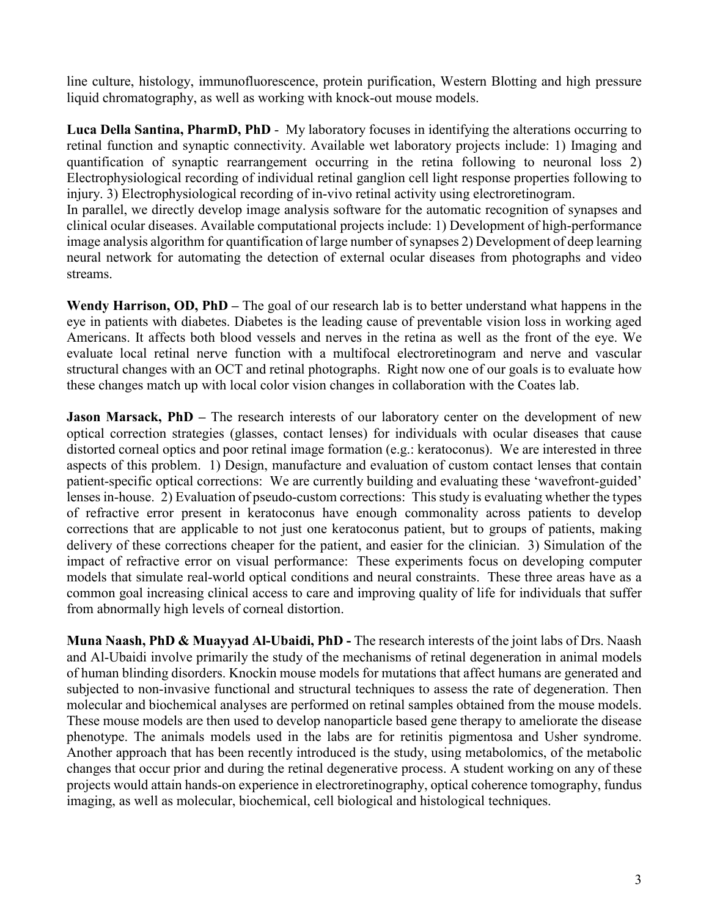line culture, histology, immunofluorescence, protein purification, Western Blotting and high pressure liquid chromatography, as well as working with knock-out mouse models.

**Luca Della Santina, PharmD, PhD** - My laboratory focuses in identifying the alterations occurring to retinal function and synaptic connectivity. Available wet laboratory projects include: 1) Imaging and quantification of synaptic rearrangement occurring in the retina following to neuronal loss 2) Electrophysiological recording of individual retinal ganglion cell light response properties following to injury. 3) Electrophysiological recording of in-vivo retinal activity using electroretinogram.
In parallel, we directly develop image analysis software for the automatic recognition of synapses and clinical ocular diseases. Available computational projects include: 1) Development of high-performance image analysis algorithm for quantification of large number of synapses 2) Development of deep learning neural network for automating the detection of external ocular diseases from photographs and video streams.

**Wendy Harrison, OD, PhD –** The goal of our research lab is to better understand what happens in the eye in patients with diabetes. Diabetes is the leading cause of preventable vision loss in working aged Americans. It affects both blood vessels and nerves in the retina as well as the front of the eye. We evaluate local retinal nerve function with a multifocal electroretinogram and nerve and vascular structural changes with an OCT and retinal photographs. Right now one of our goals is to evaluate how these changes match up with local color vision changes in collaboration with the Coates lab.

**Jason Marsack, PhD –** The research interests of our laboratory center on the development of new optical correction strategies (glasses, contact lenses) for individuals with ocular diseases that cause distorted corneal optics and poor retinal image formation (e.g.: keratoconus). We are interested in three aspects of this problem. 1) Design, manufacture and evaluation of custom contact lenses that contain patient-specific optical corrections: We are currently building and evaluating these 'wavefront-guided' lenses in-house. 2) Evaluation of pseudo-custom corrections: This study is evaluating whether the types of refractive error present in keratoconus have enough commonality across patients to develop corrections that are applicable to not just one keratoconus patient, but to groups of patients, making delivery of these corrections cheaper for the patient, and easier for the clinician. 3) Simulation of the impact of refractive error on visual performance: These experiments focus on developing computer models that simulate real-world optical conditions and neural constraints. These three areas have as a common goal increasing clinical access to care and improving quality of life for individuals that suffer from abnormally high levels of corneal distortion.

**Muna Naash, PhD & Muayyad Al-Ubaidi, PhD -** The research interests of the joint labs of Drs. Naash and Al-Ubaidi involve primarily the study of the mechanisms of retinal degeneration in animal models of human blinding disorders. Knockin mouse models for mutations that affect humans are generated and subjected to non-invasive functional and structural techniques to assess the rate of degeneration. Then molecular and biochemical analyses are performed on retinal samples obtained from the mouse models. These mouse models are then used to develop nanoparticle based gene therapy to ameliorate the disease phenotype. The animals models used in the labs are for retinitis pigmentosa and Usher syndrome. Another approach that has been recently introduced is the study, using metabolomics, of the metabolic changes that occur prior and during the retinal degenerative process. A student working on any of these projects would attain hands-on experience in electroretinography, optical coherence tomography, fundus imaging, as well as molecular, biochemical, cell biological and histological techniques.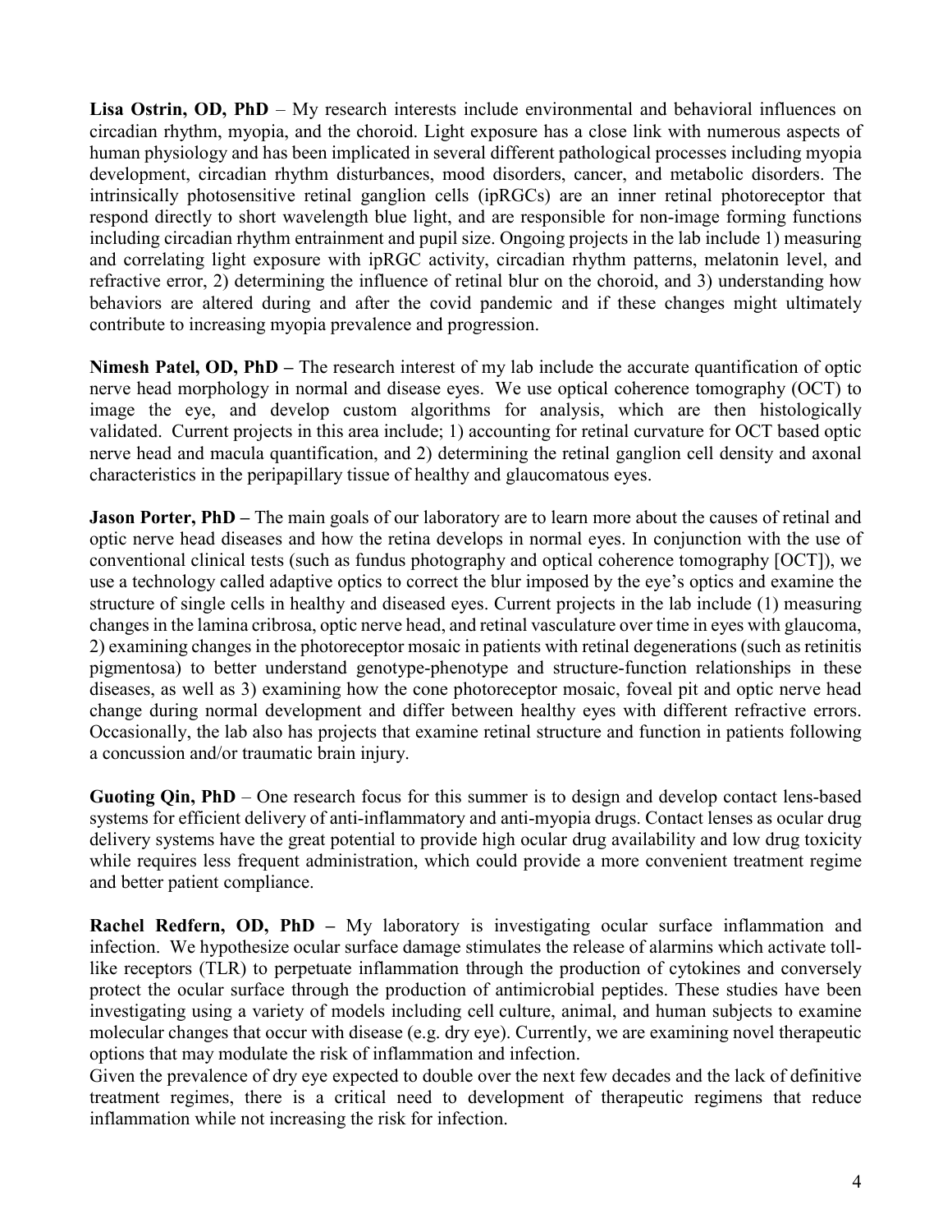**Lisa Ostrin, OD, PhD** – My research interests include environmental and behavioral influences on circadian rhythm, myopia, and the choroid. Light exposure has a close link with numerous aspects of human physiology and has been implicated in several different pathological processes including myopia development, circadian rhythm disturbances, mood disorders, cancer, and metabolic disorders. The intrinsically photosensitive retinal ganglion cells (ipRGCs) are an inner retinal photoreceptor that respond directly to short wavelength blue light, and are responsible for non-image forming functions including circadian rhythm entrainment and pupil size. Ongoing projects in the lab include 1) measuring and correlating light exposure with ipRGC activity, circadian rhythm patterns, melatonin level, and refractive error, 2) determining the influence of retinal blur on the choroid, and 3) understanding how behaviors are altered during and after the covid pandemic and if these changes might ultimately contribute to increasing myopia prevalence and progression.

**Nimesh Patel, OD, PhD –** The research interest of my lab include the accurate quantification of optic nerve head morphology in normal and disease eyes. We use optical coherence tomography (OCT) to image the eye, and develop custom algorithms for analysis, which are then histologically validated. Current projects in this area include; 1) accounting for retinal curvature for OCT based optic nerve head and macula quantification, and 2) determining the retinal ganglion cell density and axonal characteristics in the peripapillary tissue of healthy and glaucomatous eyes.

**Jason Porter, PhD –** The main goals of our laboratory are to learn more about the causes of retinal and optic nerve head diseases and how the retina develops in normal eyes. In conjunction with the use of conventional clinical tests (such as fundus photography and optical coherence tomography [OCT]), we use a technology called adaptive optics to correct the blur imposed by the eye's optics and examine the structure of single cells in healthy and diseased eyes. Current projects in the lab include (1) measuring changes in the lamina cribrosa, optic nerve head, and retinal vasculature over time in eyes with glaucoma, 2) examining changes in the photoreceptor mosaic in patients with retinal degenerations (such as retinitis pigmentosa) to better understand genotype-phenotype and structure-function relationships in these diseases, as well as 3) examining how the cone photoreceptor mosaic, foveal pit and optic nerve head change during normal development and differ between healthy eyes with different refractive errors. Occasionally, the lab also has projects that examine retinal structure and function in patients following a concussion and/or traumatic brain injury.

**Guoting Qin, PhD** – One research focus for this summer is to design and develop contact lens-based systems for efficient delivery of anti-inflammatory and anti-myopia drugs. Contact lenses as ocular drug delivery systems have the great potential to provide high ocular drug availability and low drug toxicity while requires less frequent administration, which could provide a more convenient treatment regime and better patient compliance.

**Rachel Redfern, OD, PhD –** My laboratory is investigating ocular surface inflammation and infection. We hypothesize ocular surface damage stimulates the release of alarmins which activate toll-like receptors (TLR) to perpetuate inflammation through the production of cytokines and conversely protect the ocular surface through the production of antimicrobial peptides. These studies have been investigating using a variety of models including cell culture, animal, and human subjects to examine molecular changes that occur with disease (e.g. dry eye). Currently, we are examining novel therapeutic options that may modulate the risk of inflammation and infection.
Given the prevalence of dry eye expected to double over the next few decades and the lack of definitive treatment regimes, there is a critical need to development of therapeutic regimens that reduce inflammation while not increasing the risk for infection.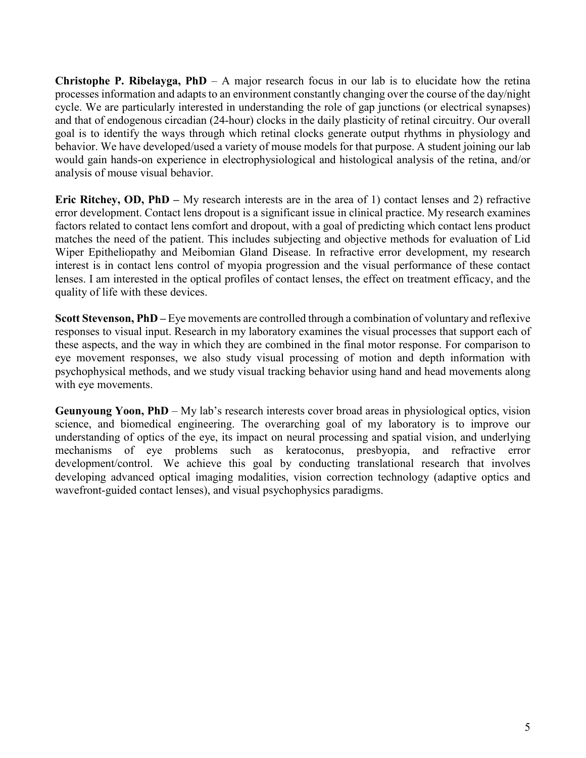**Christophe P. Ribelayga, PhD** – A major research focus in our lab is to elucidate how the retina processes information and adapts to an environment constantly changing over the course of the day/night cycle. We are particularly interested in understanding the role of gap junctions (or electrical synapses) and that of endogenous circadian (24-hour) clocks in the daily plasticity of retinal circuitry. Our overall goal is to identify the ways through which retinal clocks generate output rhythms in physiology and behavior. We have developed/used a variety of mouse models for that purpose. A student joining our lab would gain hands-on experience in electrophysiological and histological analysis of the retina, and/or analysis of mouse visual behavior.

**Eric Ritchey, OD, PhD –** My research interests are in the area of 1) contact lenses and 2) refractive error development. Contact lens dropout is a significant issue in clinical practice. My research examines factors related to contact lens comfort and dropout, with a goal of predicting which contact lens product matches the need of the patient. This includes subjecting and objective methods for evaluation of Lid Wiper Epitheliopathy and Meibomian Gland Disease. In refractive error development, my research interest is in contact lens control of myopia progression and the visual performance of these contact lenses. I am interested in the optical profiles of contact lenses, the effect on treatment efficacy, and the quality of life with these devices.

**Scott Stevenson, PhD –** Eye movements are controlled through a combination of voluntary and reflexive responses to visual input. Research in my laboratory examines the visual processes that support each of these aspects, and the way in which they are combined in the final motor response. For comparison to eye movement responses, we also study visual processing of motion and depth information with psychophysical methods, and we study visual tracking behavior using hand and head movements along with eye movements.

**Geunyoung Yoon, PhD** – My lab's research interests cover broad areas in physiological optics, vision science, and biomedical engineering. The overarching goal of my laboratory is to improve our understanding of optics of the eye, its impact on neural processing and spatial vision, and underlying mechanisms of eye problems such as keratoconus, presbyopia, and refractive error development/control. We achieve this goal by conducting translational research that involves developing advanced optical imaging modalities, vision correction technology (adaptive optics and wavefront-guided contact lenses), and visual psychophysics paradigms.